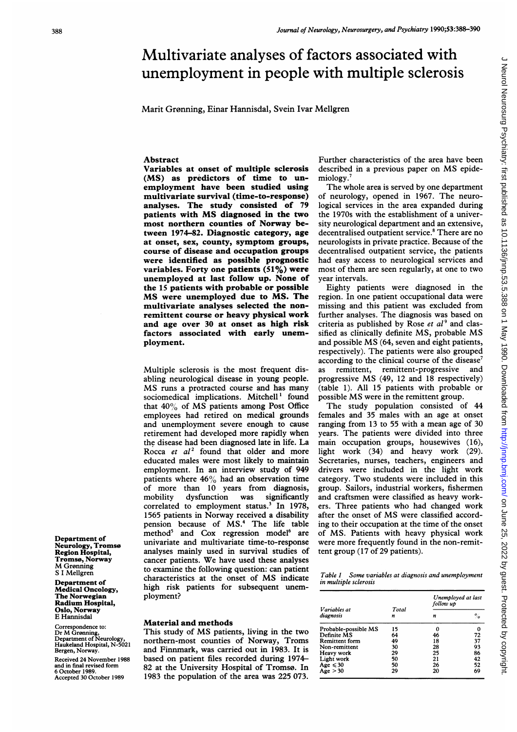# Multivariate analyses of factors associated with unemployment in people with multiple sclerosis

Marit Grønning, Einar Hannisdal, Svein Ivar Mellgren

Department of Neurology, Tromsø Region Hospital, Tromsø, Norway
M Grønning
S I Mellgren

Department of Medical Oncology, The Norwegian Radium Hospital, Oslo, Norway
E Hannisdal

Correspondence to: Dr M Grønning, Department of Neurology, Haukeland Hospital, N-5021 Bergen, Norway.

Received 24 November 1988 and in final revised form 6 October 1989.
Accepted 30 October 1989

## Abstract

**Variables at onset of multiple sclerosis (MS) as predictors of time to unemployment have been studied using multivariate survival (time-to-response) analyses. The study consisted of 79 patients with MS diagnosed in the two most northern counties of Norway between 1974–82. Diagnostic category, age at onset, sex, county, symptom groups, course of disease and occupation groups were identified as possible prognostic variables. Forty one patients (51%) were unemployed at last follow up. None of the 15 patients with probable or possible MS were unemployed due to MS. The multivariate analyses selected the non-remittent course or heavy physical work and age over 30 at onset as high risk factors associated with early unemployment.**

Multiple sclerosis is the most frequent disabling neurological disease in young people. MS runs a protracted course and has many sociomedical implications. Mitchell[1] found that 40% of MS patients among Post Office employees had retired on medical grounds and unemployment severe enough to cause retirement had developed more rapidly when the disease had been diagnosed late in life. La Rocca *et al*[2] found that older and more educated males were most likely to maintain employment. In an interview study of 949 patients where 46% had an observation time of more than 10 years from diagnosis, mobility dysfunction was significantly correlated to employment status.[3] In 1978, 1565 patients in Norway received a disability pension because of MS.[4] The life table method[5] and Cox regression model[6] are univariate and multivariate time-to-response analyses mainly used in survival studies of cancer patients. We have used these analyses to examine the following question: can patient characteristics at the onset of MS indicate high risk patients for subsequent unemployment?

## Material and methods

This study of MS patients, living in the two northern-most counties of Norway, Troms and Finnmark, was carried out in 1983. It is based on patient files recorded during 1974–82 at the University Hospital of Tromsø. In 1983 the population of the area was 225 073. Further characteristics of the area have been described in a previous paper on MS epidemiology.[7]

The whole area is served by one department of neurology, opened in 1967. The neurological services in the area expanded during the 1970s with the establishment of a university neurological department and an extensive, decentralised outpatient service.[8] There are no neurologists in private practice. Because of the decentralised outpatient service, the patients had easy access to neurological services and most of them are seen regularly, at one to two year intervals.

Eighty patients were diagnosed in the region. In one patient occupational data were missing and this patient was excluded from further analyses. The diagnosis was based on criteria as published by Rose *et al*[9] and classified as clinically definite MS, probable MS and possible MS (64, seven and eight patients, respectively). The patients were also grouped according to the clinical course of the disease[7] as remittent, remittent-progressive and progressive MS (49, 12 and 18 respectively) (table 1). All 15 patients with probable or possible MS were in the remittent group.

The study population consisted of 44 females and 35 males with an age at onset ranging from 13 to 55 with a mean age of 30 years. The patients were divided into three main occupation groups, housewives (16), light work (34) and heavy work (29). Secretaries, nurses, teachers, engineers and drivers were included in the light work category. Two students were included in this group. Sailors, industrial workers, fishermen and craftsmen were classified as heavy workers. Three patients who had changed work after the onset of MS were classified according to their occupation at the time of the onset of MS. Patients with heavy physical work were more frequently found in the non-remittent group (17 of 29 patients).

*Table 1 Some variables at diagnosis and unemployment in multiple sclerosis*

| Variables at diagnosis | Total n | Unemployed at last follow up | |
|---|---|---|---|
| | | n | % |
| Probable-possible MS | 15 | 0 | 0 |
| Definite MS | 64 | 46 | 72 |
| Remittent form | 49 | 18 | 37 |
| Non-remittent | 30 | 28 | 93 |
| Heavy work | 29 | 25 | 86 |
| Light work | 50 | 21 | 42 |
| Age ≤ 30 | 50 | 26 | 52 |
| Age > 30 | 29 | 20 | 69 |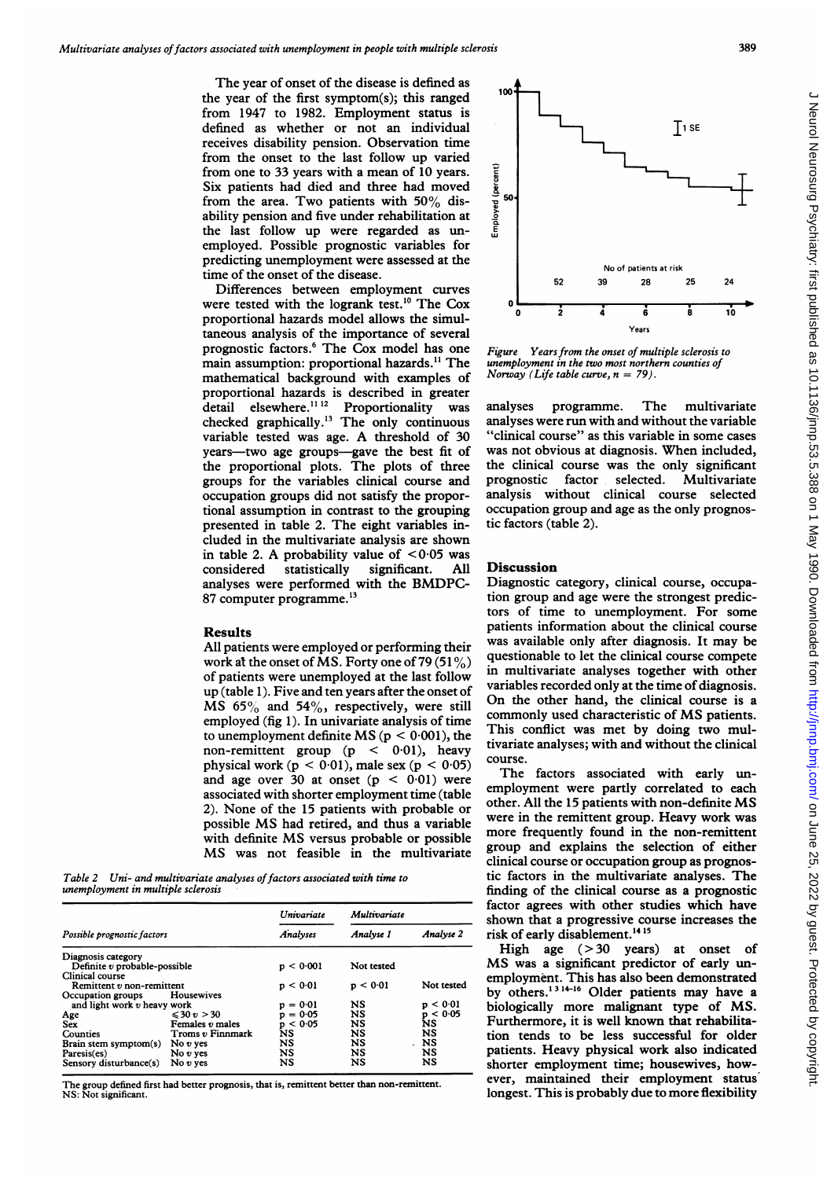The year of onset of the disease is defined as the year of the first symptom(s); this ranged from 1947 to 1982. Employment status is defined as whether or not an individual receives disability pension. Observation time from the onset to the last follow up varied from one to 33 years with a mean of 10 years. Six patients had died and three had moved from the area. Two patients with 50% disability pension and five under rehabilitation at the last follow up were regarded as unemployed. Possible prognostic variables for predicting unemployment were assessed at the time of the onset of the disease.

Differences between employment curves were tested with the logrank test.[10] The Cox proportional hazards model allows the simultaneous analysis of the importance of several prognostic factors.[6] The Cox model has one main assumption: proportional hazards.[11] The mathematical background with examples of proportional hazards is described in greater detail elsewhere.[11,12] Proportionality was checked graphically.[13] The only continuous variable tested was age. A threshold of 30 years—two age groups—gave the best fit of the proportional plots. The plots of three groups for the variables clinical course and occupation groups did not satisfy the proportional assumption in contrast to the grouping presented in table 2. The eight variables included in the multivariate analysis are shown in table 2. A probability value of $< 0.05$ was considered statistically significant. All analyses were performed with the BMDPC-87 computer programme.[13]

## Results

All patients were employed or performing their work at the onset of MS. Forty one of 79 (51%) of patients were unemployed at the last follow up (table 1). Five and ten years after the onset of MS 65% and 54%, respectively, were still employed (fig 1). In univariate analysis of time to unemployment definite MS ($p < 0.001$), the non-remittent group ($p < 0.01$), heavy physical work ($p < 0.01$), male sex ($p < 0.05$) and age over 30 at onset ($p < 0.01$) were associated with shorter employment time (table 2). None of the 15 patients with probable or possible MS had retired, and thus a variable with definite MS versus probable or possible MS was not feasible in the multivariate analyses programme. The multivariate analyses were run with and without the variable "clinical course" as this variable in some cases was not obvious at diagnosis. When included, the clinical course was the only significant prognostic factor selected. Multivariate analysis without clinical course selected occupation group and age as the only prognostic factors (table 2).

*Table 2 Uni- and multivariate analyses of factors associated with time to unemployment in multiple sclerosis*

| Possible prognostic factors | | Univariate Analyses | Multivariate Analyse 1 | Multivariate Analyse 2 |
|---|---|---|---|---|
| Diagnosis category | Definite v probable-possible | $p < 0.001$ | Not tested | |
| Clinical course | Remittent v non-remittent | $p < 0.01$ | $p < 0.01$ | Not tested |
| Occupation groups | Housewives and light work v heavy work | $p = 0.01$ | NS | $p < 0.01$ |
| Age | $\leq 30$ v $> 30$ | $p = 0.05$ | NS | $p < 0.05$ |
| Sex | Females v males | $p < 0.05$ | NS | NS |
| Counties | Troms v Finnmark | NS | NS | NS |
| Brain stem symptom(s) | No v yes | NS | NS | NS |
| Paresis(es) | No v yes | NS | NS | NS |
| Sensory disturbance(s) | No v yes | NS | NS | NS |

The group defined first had better prognosis, that is, remittent better than non-remittent.
NS: Not significant.

*Figure Years from the onset of multiple sclerosis to unemployment in the two most northern counties of Norway (Life table curve, n = 79).*

## Discussion

Diagnostic category, clinical course, occupation group and age were the strongest predictors of time to unemployment. For some patients information about the clinical course was available only after diagnosis. It may be questionable to let the clinical course compete in multivariate analyses together with other variables recorded only at the time of diagnosis. On the other hand, the clinical course is a commonly used characteristic of MS patients. This conflict was met by doing two multivariate analyses; with and without the clinical course.

The factors associated with early unemployment were partly correlated to each other. All the 15 patients with non-definite MS were in the remittent group. Heavy work was more frequently found in the non-remittent group and explains the selection of either clinical course or occupation group as prognostic factors in the multivariate analyses. The finding of the clinical course as a prognostic factor agrees with other studies which have shown that a progressive course increases the risk of early disablement.[14,15]

High age ($> 30$ years) at onset of MS was a significant predictor of early unemployment. This has also been demonstrated by others.[1,3,14-16] Older patients may have a biologically more malignant type of MS. Furthermore, it is well known that rehabilitation tends to be less successful for older patients. Heavy physical work also indicated shorter employment time; housewives, however, maintained their employment status longest. This is probably due to more flexibility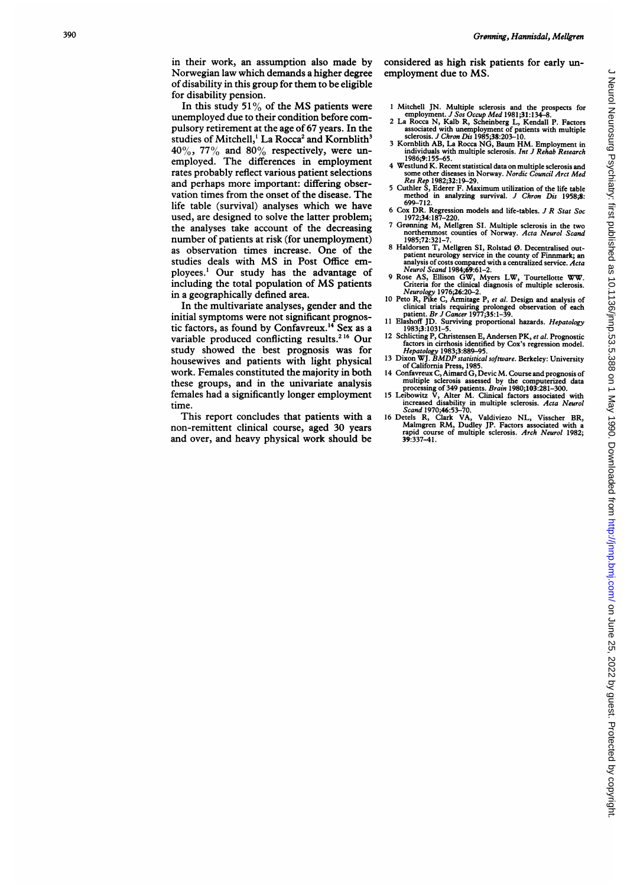in their work, an assumption also made by Norwegian law which demands a higher degree of disability in this group for them to be eligible for disability pension.

In this study 51% of the MS patients were unemployed due to their condition before compulsory retirement at the age of 67 years. In the studies of Mitchell,[1] La Rocca[2] and Kornblith[3] 40%, 77% and 80% respectively, were unemployed. The differences in employment rates probably reflect various patient selections and perhaps more important: differing observation times from the onset of the disease. The life table (survival) analyses which we have used, are designed to solve the latter problem; the analyses take account of the decreasing number of patients at risk (for unemployment) as observation times increase. One of the studies deals with MS in Post Office employees.[1] Our study has the advantage of including the total population of MS patients in a geographically defined area.

In the multivariate analyses, gender and the initial symptoms were not significant prognostic factors, as found by Confavreux.[14] Sex as a variable produced conflicting results.[2 16] Our study showed the best prognosis was for housewives and patients with light physical work. Females constituted the majority in both these groups, and in the univariate analysis females had a significantly longer employment time.

This report concludes that patients with a non-remittent clinical course, aged 30 years and over, and heavy physical work should be considered as high risk patients for early unemployment due to MS.

1. Mitchell JN. Multiple sclerosis and the prospects for employment. *J Sos Occup Med* 1981;**31**:134–8.
2. La Rocca N, Kalb R, Scheinberg L, Kendall P. Factors associated with unemployment of patients with multiple sclerosis. *J Chron Dis* 1985;**38**:203–10.
3. Kornblith AB, La Rocca NG, Baum HM. Employment in individuals with multiple sclerosis. *Int J Rehab Research* 1986;**9**:155–65.
4. Westlund K. Recent statistical data on multiple sclerosis and some other diseases in Norway. *Nordic Council Arct Med Res Rep* 1982;**32**:19–29.
5. Cuthler S, Ederer F. Maximum utilization of the life table method in analyzing survival. *J Chron Dis* 1958;**8**: 699–712.
6. Cox DR. Regression models and life-tables. *J R Stat Soc* 1972;**34**:187–220.
7. Grønning M, Mellgren SI. Multiple sclerosis in the two northernmost counties of Norway. *Acta Neurol Scand* 1985;**72**:321–7.
8. Haldorsen T, Mellgren SI, Rolstad Ø. Decentralised outpatient neurology service in the county of Finnmark; an analysis of costs compared with a centralized service. *Acta Neurol Scand* 1984;**69**:61–2.
9. Rose AS, Ellison GW, Myers LW, Tourtellotte WW. Criteria for the clinical diagnosis of multiple sclerosis. *Neurology* 1976;**26**:20–2.
10. Peto R, Pike C, Armitage P, *et al*. Design and analysis of clinical trials requiring prolonged observation of each patient. *Br J Cancer* 1977;**35**:1–39.
11. Elashoff JD. Surviving proportional hazards. *Hepatology* 1983;**3**:1031–5.
12. Schlicting P, Christensen E, Andersen PK, *et al*. Prognostic factors in cirrhosis identified by Cox's regression model. *Hepatology* 1983;**3**:889–95.
13. Dixon WJ. *BMDP statistical software*. Berkeley: University of California Press, 1985.
14. Confavreux C, Aimard G, Devic M. Course and prognosis of multiple sclerosis assessed by the computerized data processing of 349 patients. *Brain* 1980;**103**:281–300.
15. Leibowitz V, Alter M. Clinical factors associated with increased disability in multiple sclerosis. *Acta Neurol Scand* 1970;**46**:53–70.
16. Detels R, Clark VA, Valdiviezo NL, Visscher BR, Malmgren RM, Dudley JP. Factors associated with a rapid course of multiple sclerosis. *Arch Neurol* 1982; **39**:337–41.